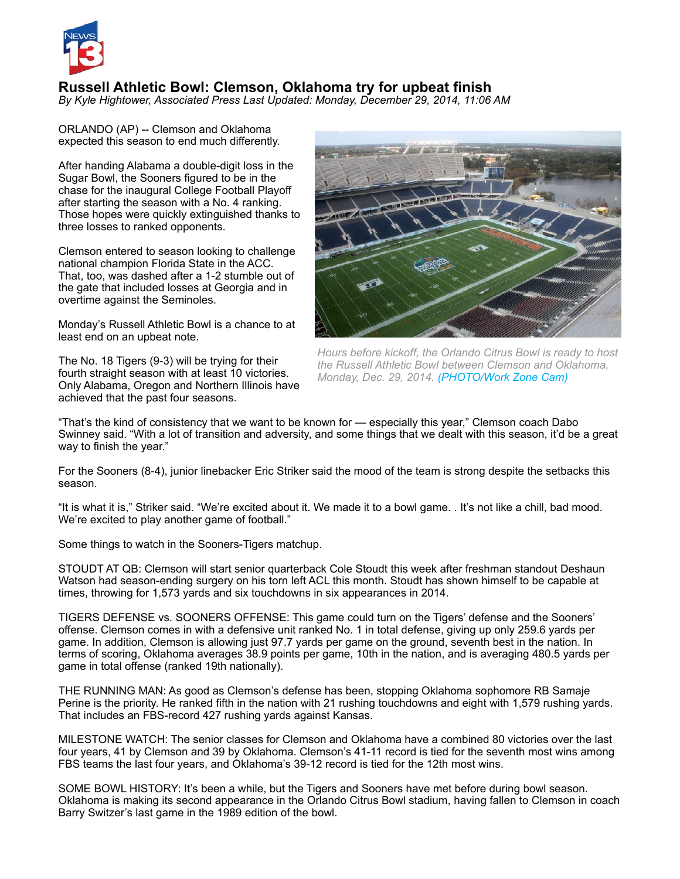# Russell Athletic Bowl: Clemson, Oklahoma try for upbeat finish

*By Kyle Hightower, Associated Press Last Updated: Monday, December 29, 2014, 11:06 AM*

ORLANDO (AP) -- Clemson and Oklahoma expected this season to end much differently.

After handing Alabama a double-digit loss in the Sugar Bowl, the Sooners figured to be in the chase for the inaugural College Football Playoff after starting the season with a No. 4 ranking. Those hopes were quickly extinguished thanks to three losses to ranked opponents.

Clemson entered to season looking to challenge national champion Florida State in the ACC. That, too, was dashed after a 1-2 stumble out of the gate that included losses at Georgia and in overtime against the Seminoles.

Monday's Russell Athletic Bowl is a chance to at least end on an upbeat note.

The No. 18 Tigers (9-3) will be trying for their fourth straight season with at least 10 victories. Only Alabama, Oregon and Northern Illinois have achieved that the past four seasons.

*Hours before kickoff, the Orlando Citrus Bowl is ready to host the Russell Athletic Bowl between Clemson and Oklahoma, Monday, Dec. 29, 2014. (PHOTO/Work Zone Cam)*

"That's the kind of consistency that we want to be known for — especially this year," Clemson coach Dabo Swinney said. "With a lot of transition and adversity, and some things that we dealt with this season, it'd be a great way to finish the year."

For the Sooners (8-4), junior linebacker Eric Striker said the mood of the team is strong despite the setbacks this season.

"It is what it is," Striker said. "We're excited about it. We made it to a bowl game. . It's not like a chill, bad mood. We're excited to play another game of football."

Some things to watch in the Sooners-Tigers matchup.

STOUDT AT QB: Clemson will start senior quarterback Cole Stoudt this week after freshman standout Deshaun Watson had season-ending surgery on his torn left ACL this month. Stoudt has shown himself to be capable at times, throwing for 1,573 yards and six touchdowns in six appearances in 2014.

TIGERS DEFENSE vs. SOONERS OFFENSE: This game could turn on the Tigers' defense and the Sooners' offense. Clemson comes in with a defensive unit ranked No. 1 in total defense, giving up only 259.6 yards per game. In addition, Clemson is allowing just 97.7 yards per game on the ground, seventh best in the nation. In terms of scoring, Oklahoma averages 38.9 points per game, 10th in the nation, and is averaging 480.5 yards per game in total offense (ranked 19th nationally).

THE RUNNING MAN: As good as Clemson's defense has been, stopping Oklahoma sophomore RB Samaje Perine is the priority. He ranked fifth in the nation with 21 rushing touchdowns and eight with 1,579 rushing yards. That includes an FBS-record 427 rushing yards against Kansas.

MILESTONE WATCH: The senior classes for Clemson and Oklahoma have a combined 80 victories over the last four years, 41 by Clemson and 39 by Oklahoma. Clemson's 41-11 record is tied for the seventh most wins among FBS teams the last four years, and Oklahoma's 39-12 record is tied for the 12th most wins.

SOME BOWL HISTORY: It's been a while, but the Tigers and Sooners have met before during bowl season. Oklahoma is making its second appearance in the Orlando Citrus Bowl stadium, having fallen to Clemson in coach Barry Switzer's last game in the 1989 edition of the bowl.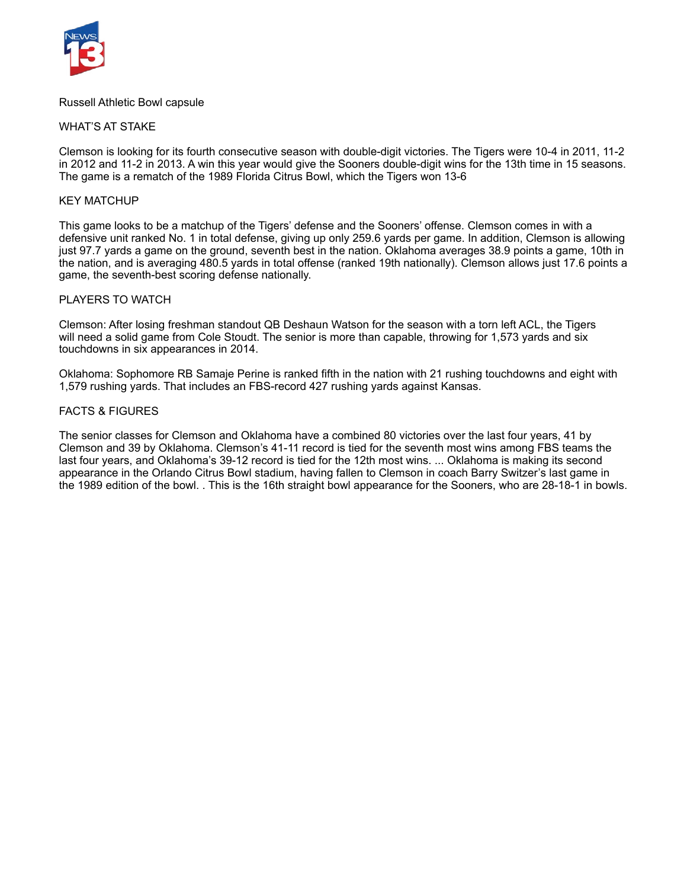Russell Athletic Bowl capsule

WHAT'S AT STAKE

Clemson is looking for its fourth consecutive season with double-digit victories. The Tigers were 10-4 in 2011, 11-2 in 2012 and 11-2 in 2013. A win this year would give the Sooners double-digit wins for the 13th time in 15 seasons. The game is a rematch of the 1989 Florida Citrus Bowl, which the Tigers won 13-6

KEY MATCHUP

This game looks to be a matchup of the Tigers' defense and the Sooners' offense. Clemson comes in with a defensive unit ranked No. 1 in total defense, giving up only 259.6 yards per game. In addition, Clemson is allowing just 97.7 yards a game on the ground, seventh best in the nation. Oklahoma averages 38.9 points a game, 10th in the nation, and is averaging 480.5 yards in total offense (ranked 19th nationally). Clemson allows just 17.6 points a game, the seventh-best scoring defense nationally.

PLAYERS TO WATCH

Clemson: After losing freshman standout QB Deshaun Watson for the season with a torn left ACL, the Tigers will need a solid game from Cole Stoudt. The senior is more than capable, throwing for 1,573 yards and six touchdowns in six appearances in 2014.

Oklahoma: Sophomore RB Samaje Perine is ranked fifth in the nation with 21 rushing touchdowns and eight with 1,579 rushing yards. That includes an FBS-record 427 rushing yards against Kansas.

FACTS & FIGURES

The senior classes for Clemson and Oklahoma have a combined 80 victories over the last four years, 41 by Clemson and 39 by Oklahoma. Clemson's 41-11 record is tied for the seventh most wins among FBS teams the last four years, and Oklahoma's 39-12 record is tied for the 12th most wins. ... Oklahoma is making its second appearance in the Orlando Citrus Bowl stadium, having fallen to Clemson in coach Barry Switzer's last game in the 1989 edition of the bowl. . This is the 16th straight bowl appearance for the Sooners, who are 28-18-1 in bowls.